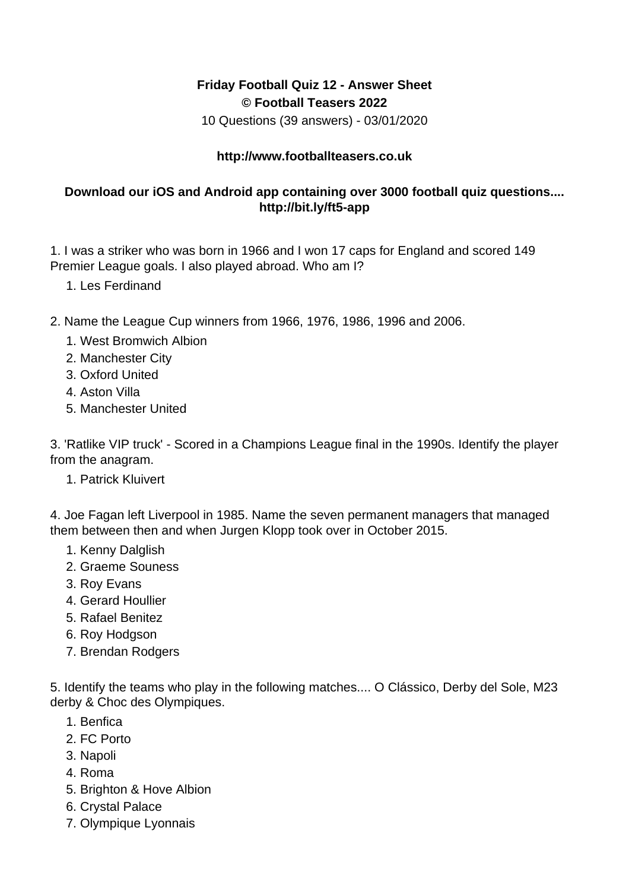**Friday Football Quiz 12 - Answer Sheet**
**© Football Teasers 2022**
10 Questions (39 answers) - 03/01/2020

**http://www.footballteasers.co.uk**

**Download our iOS and Android app containing over 3000 football quiz questions.... http://bit.ly/ft5-app**

1. I was a striker who was born in 1966 and I won 17 caps for England and scored 149 Premier League goals. I also played abroad. Who am I?

    1. Les Ferdinand

2. Name the League Cup winners from 1966, 1976, 1986, 1996 and 2006.

    1. West Bromwich Albion
    2. Manchester City
    3. Oxford United
    4. Aston Villa
    5. Manchester United

3. 'Ratlike VIP truck' - Scored in a Champions League final in the 1990s. Identify the player from the anagram.

    1. Patrick Kluivert

4. Joe Fagan left Liverpool in 1985. Name the seven permanent managers that managed them between then and when Jurgen Klopp took over in October 2015.

    1. Kenny Dalglish
    2. Graeme Souness
    3. Roy Evans
    4. Gerard Houllier
    5. Rafael Benitez
    6. Roy Hodgson
    7. Brendan Rodgers

5. Identify the teams who play in the following matches.... O Clássico, Derby del Sole, M23 derby & Choc des Olympiques.

    1. Benfica
    2. FC Porto
    3. Napoli
    4. Roma
    5. Brighton & Hove Albion
    6. Crystal Palace
    7. Olympique Lyonnais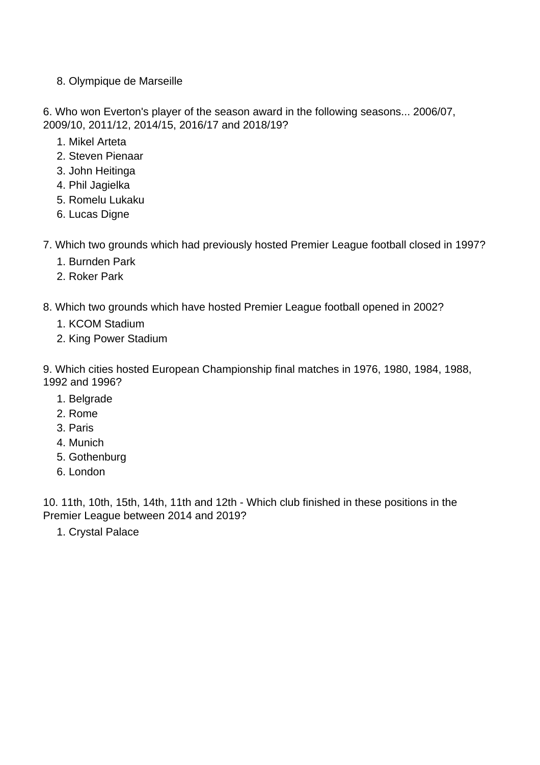8. Olympique de Marseille

6. Who won Everton's player of the season award in the following seasons... 2006/07, 2009/10, 2011/12, 2014/15, 2016/17 and 2018/19?

1. Mikel Arteta
2. Steven Pienaar
3. John Heitinga
4. Phil Jagielka
5. Romelu Lukaku
6. Lucas Digne

7. Which two grounds which had previously hosted Premier League football closed in 1997?

1. Burnden Park
2. Roker Park

8. Which two grounds which have hosted Premier League football opened in 2002?

1. KCOM Stadium
2. King Power Stadium

9. Which cities hosted European Championship final matches in 1976, 1980, 1984, 1988, 1992 and 1996?

1. Belgrade
2. Rome
3. Paris
4. Munich
5. Gothenburg
6. London

10. 11th, 10th, 15th, 14th, 11th and 12th - Which club finished in these positions in the Premier League between 2014 and 2019?

1. Crystal Palace